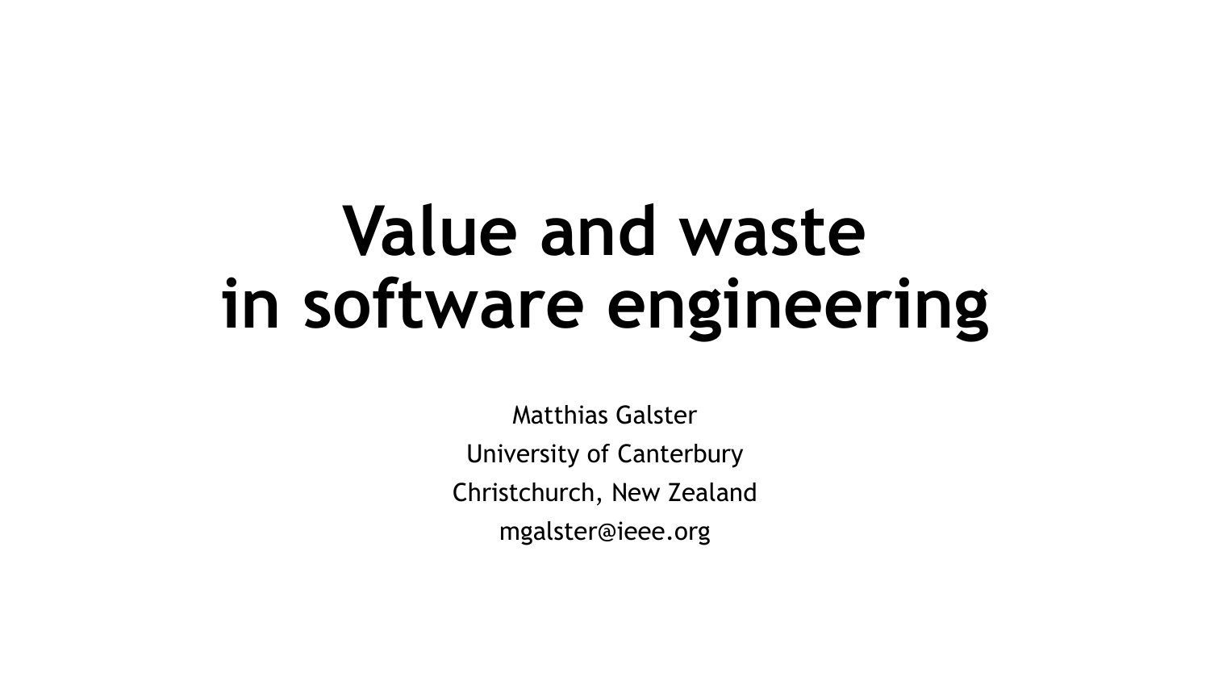# Value and waste in software engineering

Matthias Galster

University of Canterbury

Christchurch, New Zealand

mgalster@ieee.org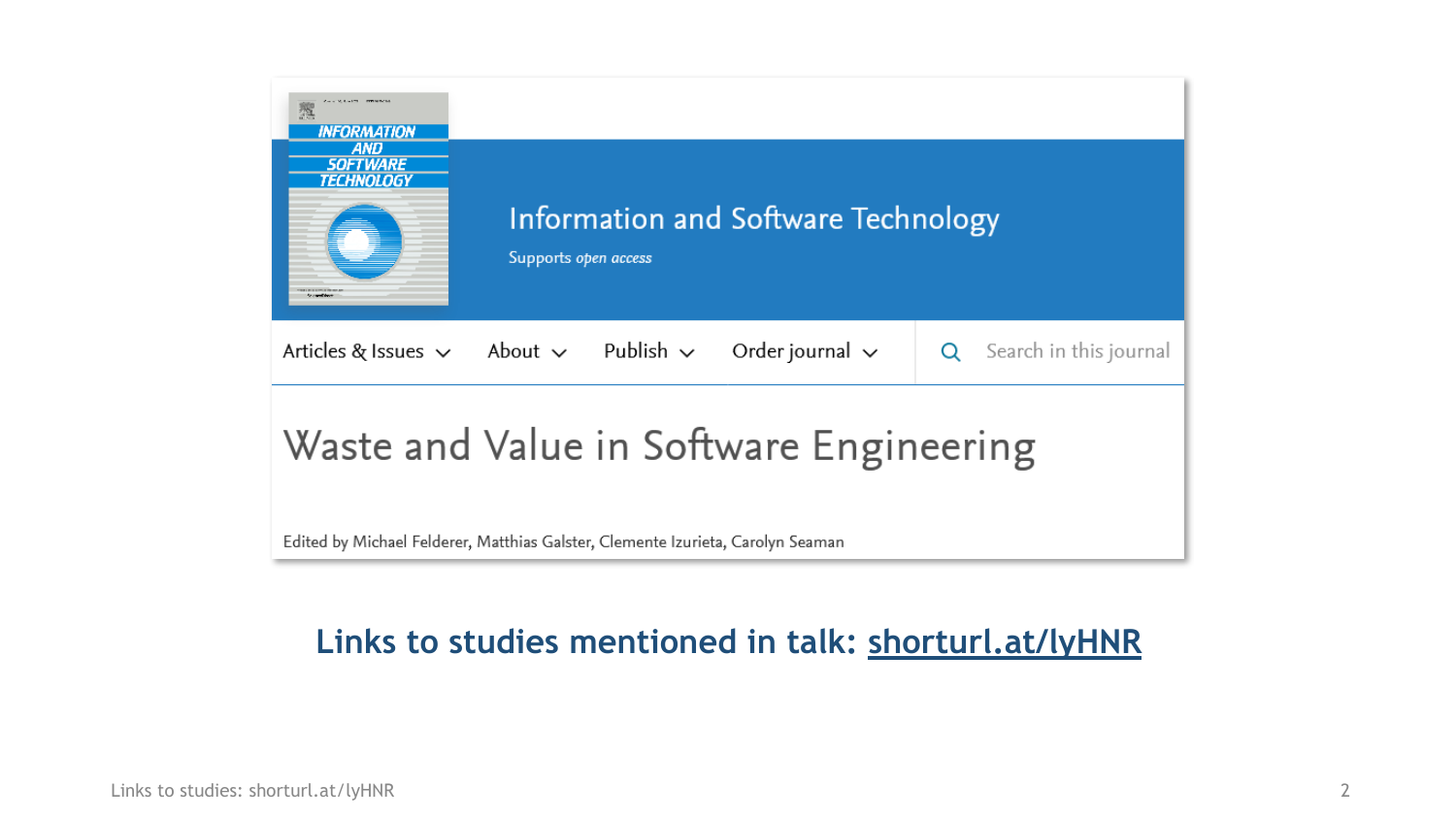Information and Software Technology

Supports *open access*

Articles & Issues | About | Publish | Order journal | Search in this journal

# Waste and Value in Software Engineering

Edited by Michael Felderer, Matthias Galster, Clemente Izurieta, Carolyn Seaman

**Links to studies mentioned in talk: shorturl.at/lyHNR**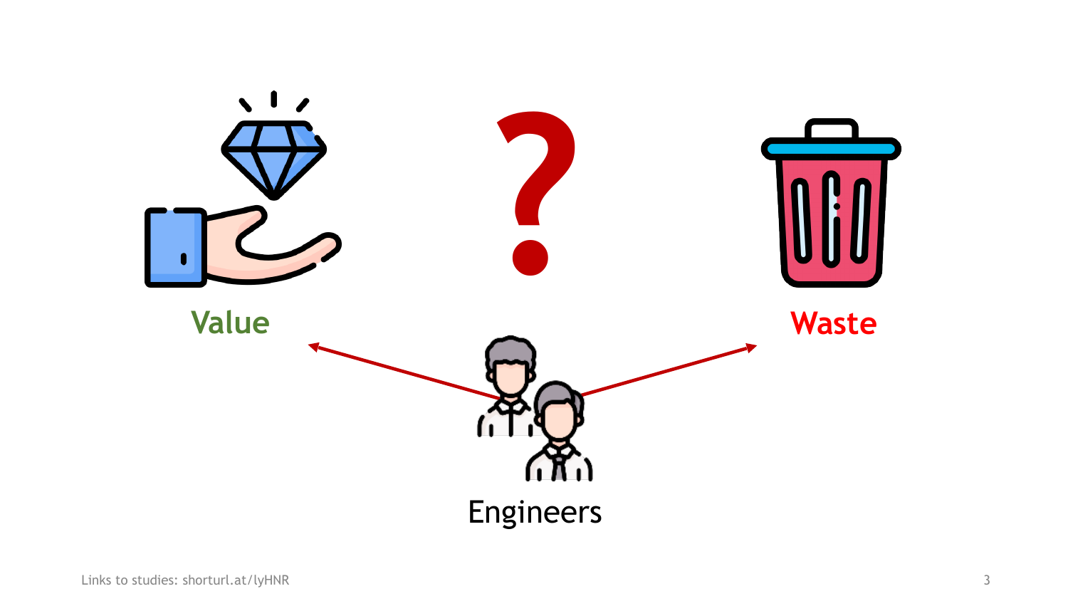Value

?

Waste

Engineers

Links to studies: shorturl.at/lyHNR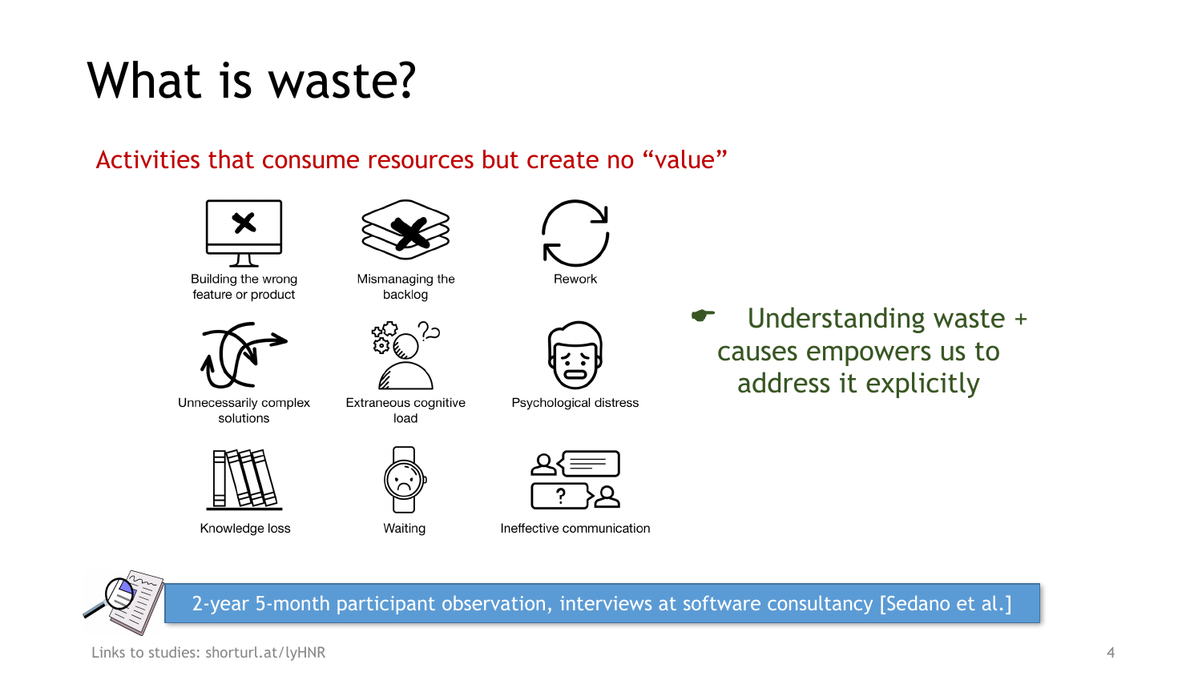# What is waste?

Activities that consume resources but create no "value"

Building the wrong feature or product

Mismanaging the backlog

Rework

Unnecessarily complex solutions

Extraneous cognitive load

Psychological distress

Knowledge loss

Waiting

Ineffective communication

☛ Understanding waste + causes empowers us to address it explicitly

2-year 5-month participant observation, interviews at software consultancy [Sedano et al.]

Links to studies: shorturl.at/lyHNR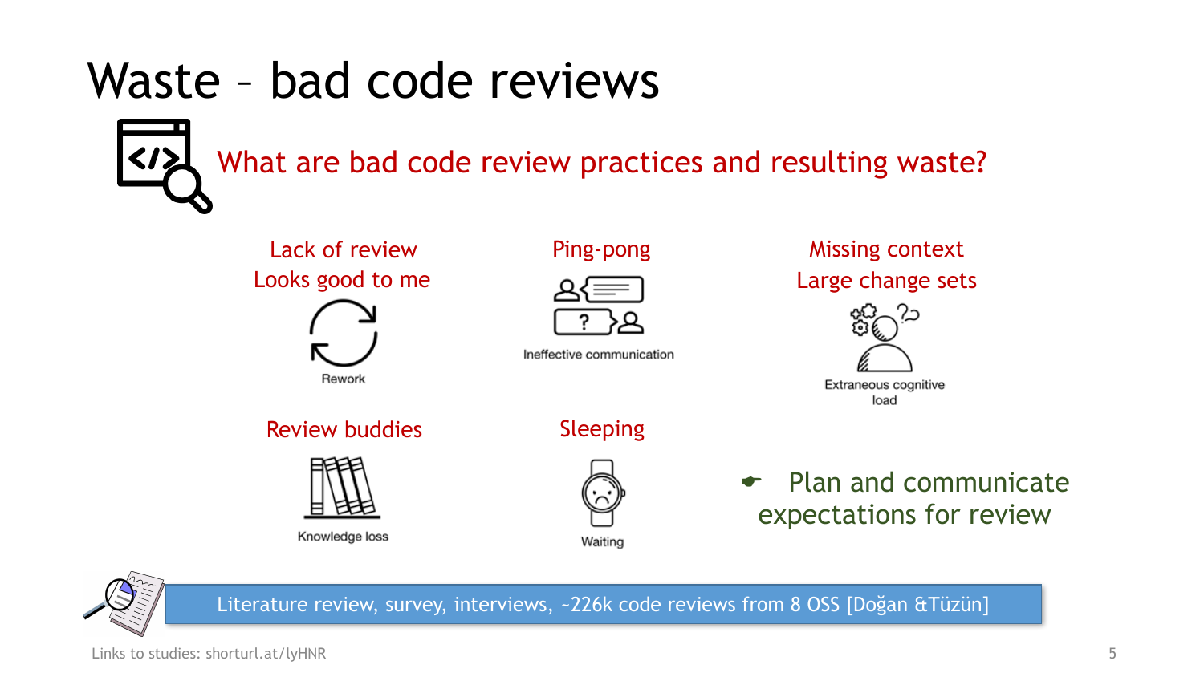# Waste – bad code reviews

What are bad code review practices and resulting waste?

Lack of review
Looks good to me

Rework

Ping-pong

Ineffective communication

Missing context
Large change sets

Extraneous cognitive load

Review buddies

Knowledge loss

Sleeping

Waiting

- Plan and communicate expectations for review

Literature review, survey, interviews, ~226k code reviews from 8 OSS [Doğan &Tüzün]

Links to studies: shorturl.at/lyHNR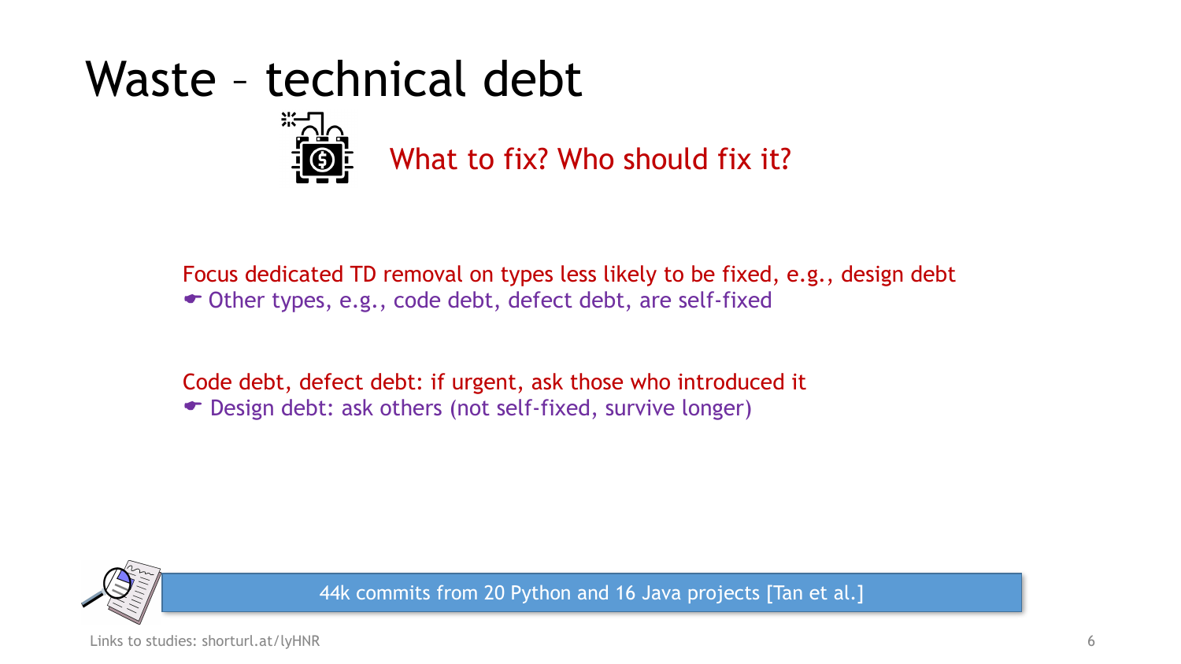# Waste – technical debt

What to fix? Who should fix it?

Focus dedicated TD removal on types less likely to be fixed, e.g., design debt

- Other types, e.g., code debt, defect debt, are self-fixed

Code debt, defect debt: if urgent, ask those who introduced it

- Design debt: ask others (not self-fixed, survive longer)

44k commits from 20 Python and 16 Java projects [Tan et al.]

Links to studies: shorturl.at/lyHNR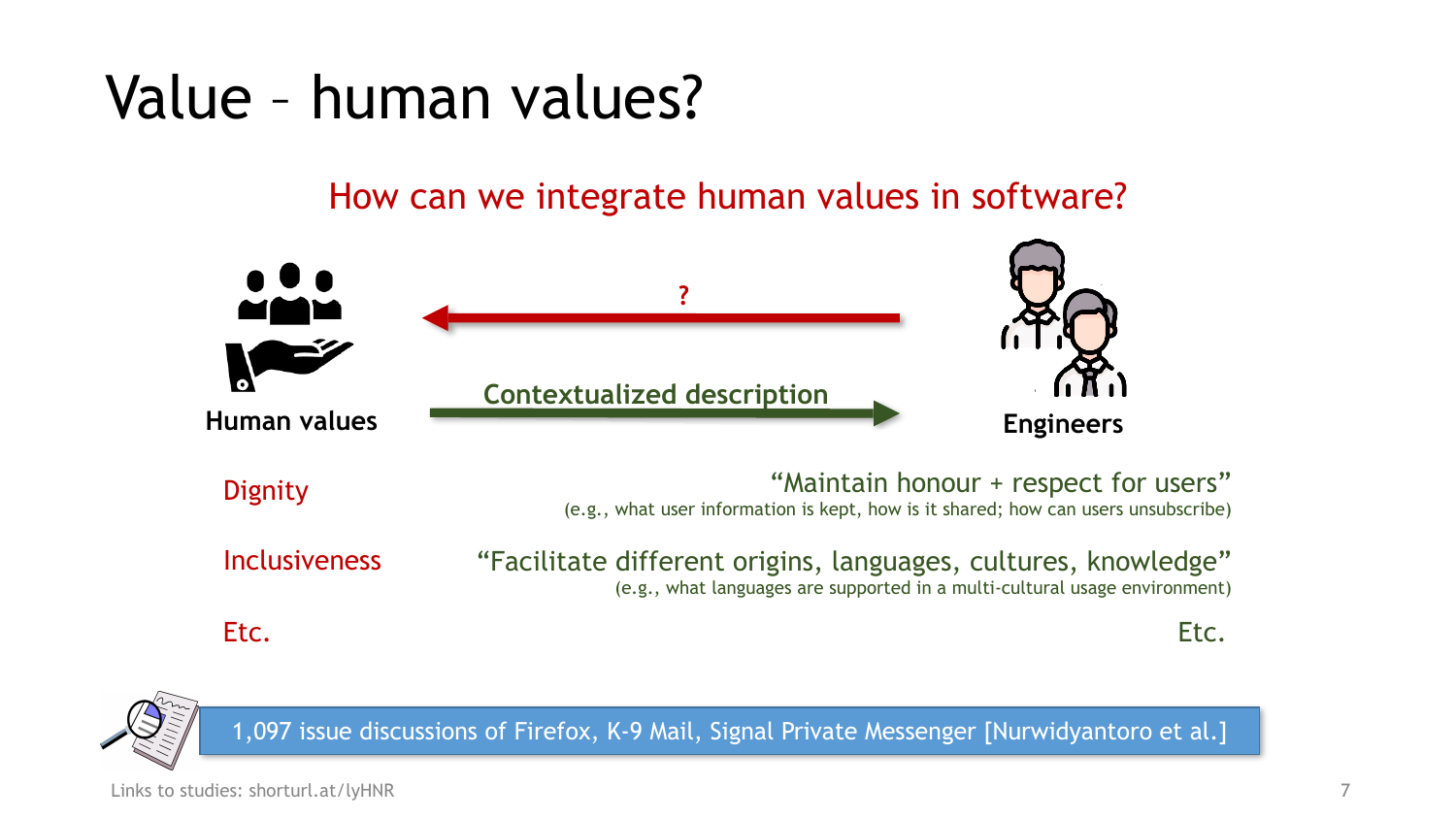# Value – human values?

How can we integrate human values in software?

?

Human values

Contextualized description

Engineers

Dignity

"Maintain honour + respect for users"
(e.g., what user information is kept, how is it shared; how can users unsubscribe)

Inclusiveness

"Facilitate different origins, languages, cultures, knowledge"
(e.g., what languages are supported in a multi-cultural usage environment)

Etc.

Etc.

1,097 issue discussions of Firefox, K-9 Mail, Signal Private Messenger [Nurwidyantoro et al.]

Links to studies: shorturl.at/lyHNR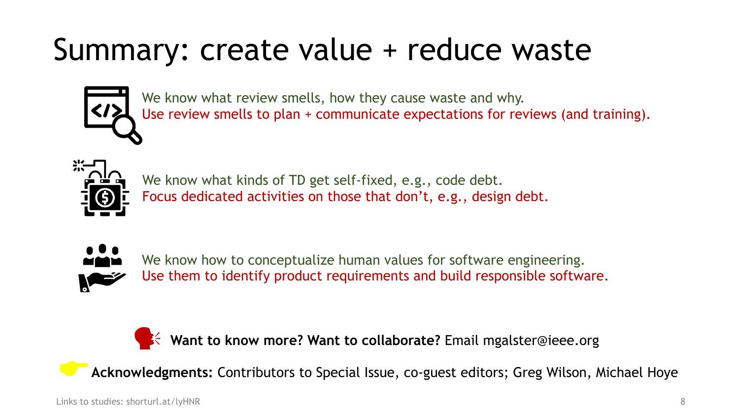# Summary: create value + reduce waste

We know what review smells, how they cause waste and why.
Use review smells to plan + communicate expectations for reviews (and training).

We know what kinds of TD get self-fixed, e.g., code debt.
Focus dedicated activities on those that don't, e.g., design debt.

We know how to conceptualize human values for software engineering.
Use them to identify product requirements and build responsible software.

**Want to know more? Want to collaborate?** Email mgalster@ieee.org

**Acknowledgments:** Contributors to Special Issue, co-guest editors; Greg Wilson, Michael Hoye

Links to studies: shorturl.at/lyHNR